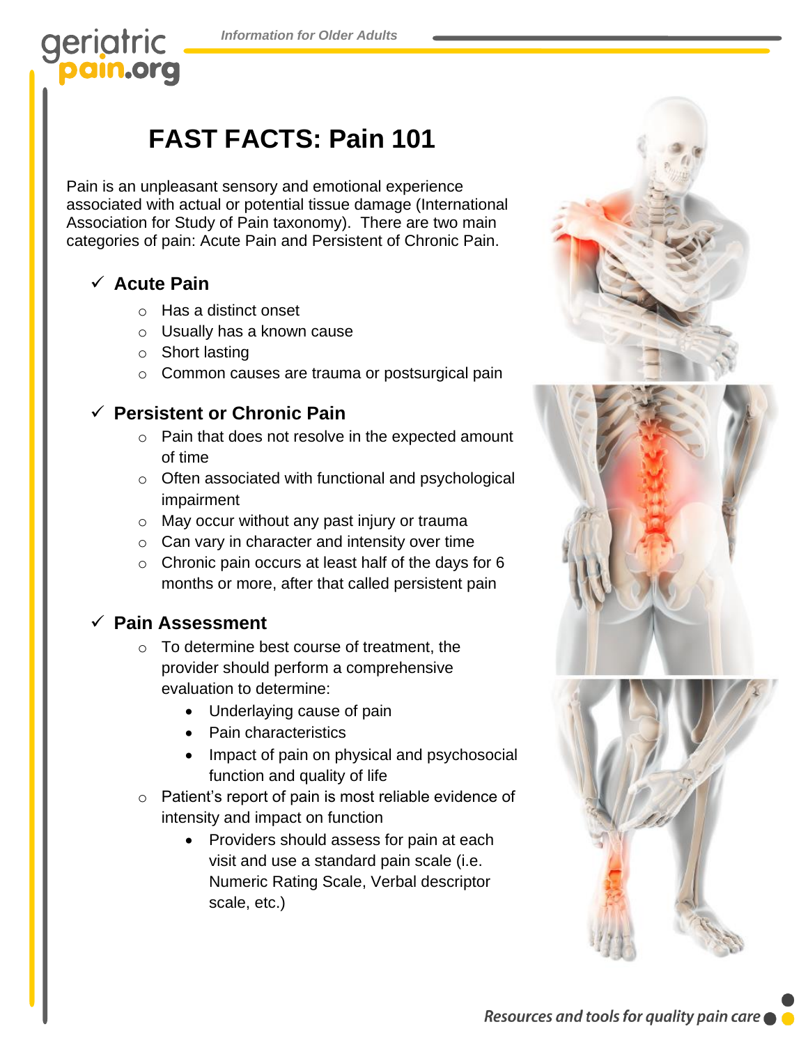# FAST FACTS: Pain 101

Pain is an unpleasant sensory and emotional experience associated with actual or potential tissue damage (International Association for Study of Pain taxonomy). There are two main categories of pain: Acute Pain and Persistent of Chronic Pain.

## ✓ Acute Pain

- Has a distinct onset
- Usually has a known cause
- Short lasting
- Common causes are trauma or postsurgical pain

## ✓ Persistent or Chronic Pain

- Pain that does not resolve in the expected amount of time
- Often associated with functional and psychological impairment
- May occur without any past injury or trauma
- Can vary in character and intensity over time
- Chronic pain occurs at least half of the days for 6 months or more, after that called persistent pain

## ✓ Pain Assessment

- To determine best course of treatment, the provider should perform a comprehensive evaluation to determine:
  - Underlaying cause of pain
  - Pain characteristics
  - Impact of pain on physical and psychosocial function and quality of life
- Patient's report of pain is most reliable evidence of intensity and impact on function
  - Providers should assess for pain at each visit and use a standard pain scale (i.e. Numeric Rating Scale, Verbal descriptor scale, etc.)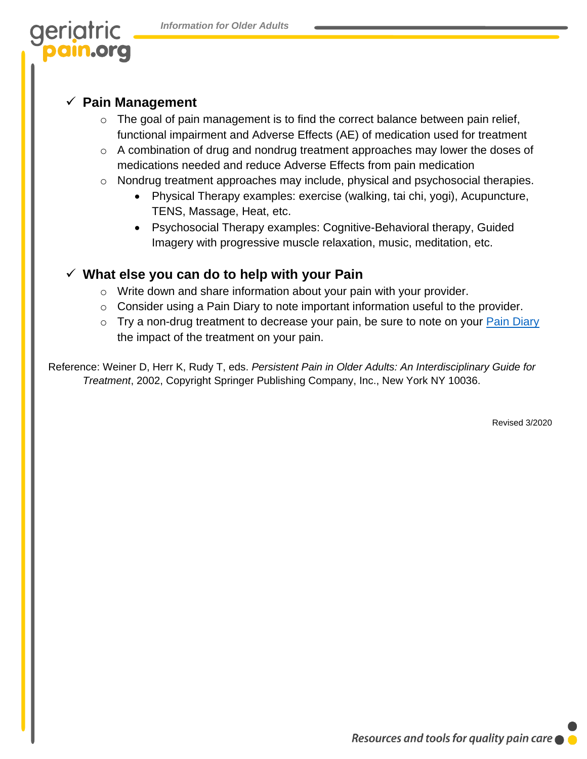## ✓ Pain Management

- The goal of pain management is to find the correct balance between pain relief, functional impairment and Adverse Effects (AE) of medication used for treatment
- A combination of drug and nondrug treatment approaches may lower the doses of medications needed and reduce Adverse Effects from pain medication
- Nondrug treatment approaches may include, physical and psychosocial therapies.
  - Physical Therapy examples: exercise (walking, tai chi, yogi), Acupuncture, TENS, Massage, Heat, etc.
  - Psychosocial Therapy examples: Cognitive-Behavioral therapy, Guided Imagery with progressive muscle relaxation, music, meditation, etc.

## ✓ What else you can do to help with your Pain

- Write down and share information about your pain with your provider.
- Consider using a Pain Diary to note important information useful to the provider.
- Try a non-drug treatment to decrease your pain, be sure to note on your Pain Diary the impact of the treatment on your pain.

Reference: Weiner D, Herr K, Rudy T, eds. *Persistent Pain in Older Adults: An Interdisciplinary Guide for Treatment*, 2002, Copyright Springer Publishing Company, Inc., New York NY 10036.

Revised 3/2020